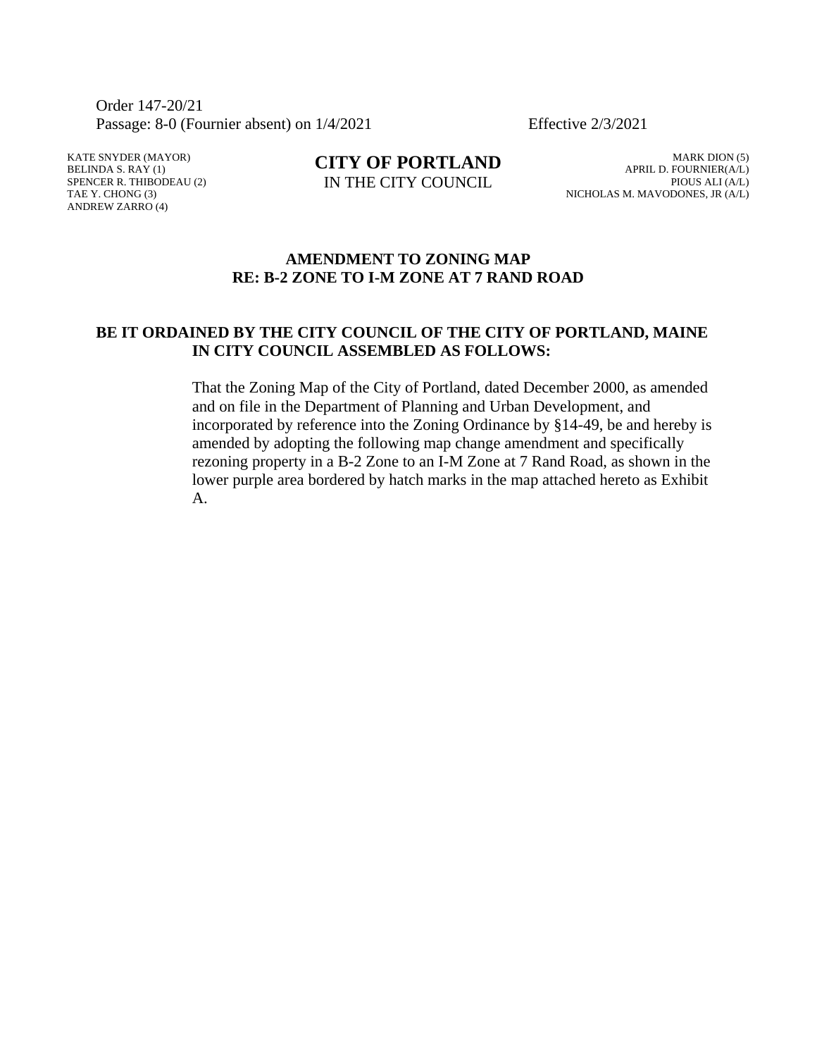Order 147-20/21
Passage: 8-0 (Fournier absent) on 1/4/2021 Effective 2/3/2021

KATE SNYDER (MAYOR)
BELINDA S. RAY (1)
SPENCER R. THIBODEAU (2)
TAE Y. CHONG (3)
ANDREW ZARRO (4)

**CITY OF PORTLAND**
IN THE CITY COUNCIL

MARK DION (5)
APRIL D. FOURNIER(A/L)
PIOUS ALI (A/L)
NICHOLAS M. MAVODONES, JR (A/L)

## AMENDMENT TO ZONING MAP
## RE: B-2 ZONE TO I-M ZONE AT 7 RAND ROAD

**BE IT ORDAINED BY THE CITY COUNCIL OF THE CITY OF PORTLAND, MAINE IN CITY COUNCIL ASSEMBLED AS FOLLOWS:**

That the Zoning Map of the City of Portland, dated December 2000, as amended and on file in the Department of Planning and Urban Development, and incorporated by reference into the Zoning Ordinance by §14-49, be and hereby is amended by adopting the following map change amendment and specifically rezoning property in a B-2 Zone to an I-M Zone at 7 Rand Road, as shown in the lower purple area bordered by hatch marks in the map attached hereto as Exhibit A.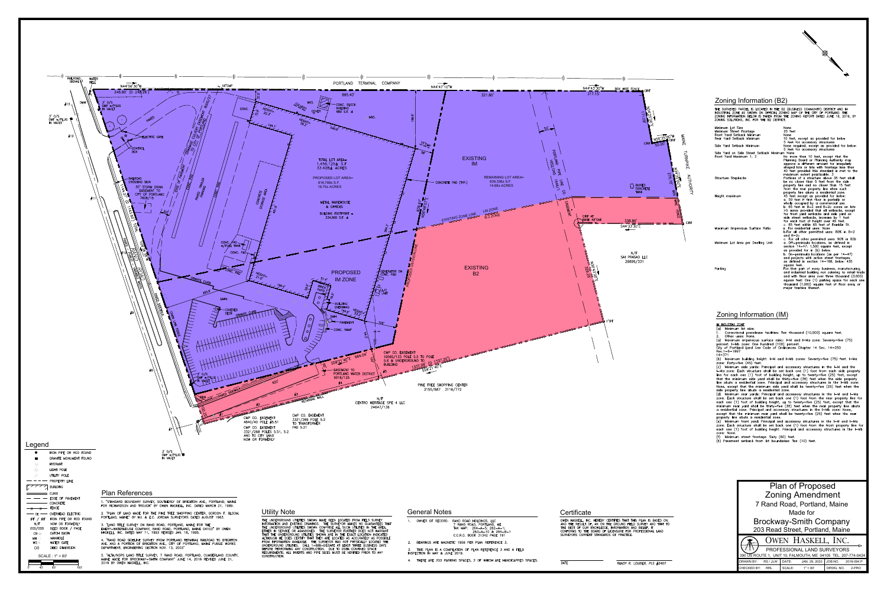## Zoning Information (B2)

THE SURVEYED PARCEL IS LOCATED IN THE B2 (BUSINESS COMMUNITY) DISTRICT AND IM INDUSTRIAL ZONE AS SHOWN ON OFFICIAL ZONING MAP OF THE CITY OF PORTLAND. THE ZONING INFORMATION BELOW IS TAKEN FROM THE ZONING REPORT DATED JUNE 18, 2019, BY ZONING SOLUTIONS, INC. FOR THE B2 DISTRICT.

| | |
|---|---|
| Minimum Lot Size | None |
| Minimum Street Frontage | 20 feet |
| Front Yard Setback Minimum | None |
| Rear Yard Setback Minimum | 10 feet, except as provided for below<br>5 feet for accessory structures |
| Side Yard Setback Minimum | None required, except as provided for below<br>5 feet for accessory structures |
| Side Yard on Side Street Setback Minimum | None |
| Front Yard Maximum 1, 2 | No more than 10 feet, except that the Planning Board or Planning Authority may approve a different amount for irregularly shaped lots or lots with frontage less than 40 feet provided this standard is met to the maximum extent practicable |
| Structure Stepbacks | Portions of a structure above 35 feet shall be no closer than 5 feet from the side property line and no closer than 15 feet from the rear property line when such property line abuts a residential zone. |
| Height maximum | 45 feet except as provided for below:<br>a. 50 feet if first floor is partially or wholly occupied by a commercial use<br>b. 65 feet in B-2 and B-2c zones on lots >5 acres provided that all setbacks, except for front yard setbacks and side yard on side street setbacks, increase by 1 foot for each foot of height over 45 feet.<br>c. 65 feet within 65 feet of Franklin St. |
| Maximum Impervious Surface Ratio | a. For residential uses: None<br>b. For all other permitted uses: 80% in B-2 and B-2b<br>c. For all other permitted uses: 90% in B2b |
| Minimum Lot Area per Dwelling Unit | a. Off-peninsula locations, as defined in section 14-47: 1,500 square feet, except as provided for in (b) below.<br>b. On-peninsula locations (as per 14-47) and projects with active street frontages, as defined in section 14-188, below: 435 square feet. |
| Parking | For that part of every business, manufacturing, and industrial building not catering to retail trade and with floor area over three thousand (3,000) square feet: One (1) parking space for each one thousand (1,000) square feet of floor area, or major fraction thereof. |

## Zoning Information (IM)

IM INDUSTRIAL ZONE

(a) Minimum lot size:
1. Correctional prerelease facilities: Ten thousand (10,000) square feet.
2. Other uses: None.

(a) Maximum impervious surface ratio: I-M and I-Ma zone: Seventy-five (75) percent. I-Mb zone: One hundred (100) percent.
City of Portland Land Use Code of Ordinances Chapter 14 Sec. 14-250 Rev.1-6-1997
14-371

(b) Maximum building height: I-M and I-Mb zones: Seventy-five (75) feet. I-Ma zone: Forty-five (45) feet.

(c) Minimum side yards: Principal and accessory structures in the I-M and the I-Ma zone: Each structure shall be set back one (1) foot from each side property line for each one (1) foot of building height, up to twenty-five (25) feet, except that the minimum side yard shall be thirty-five (35) feet when the side property line abuts a residential zone. Principal and accessory structures in the I-Mb zone: None, except that the minimum side yard shall be twenty-five (25) feet when the side property line abuts a residential zone.

(d) Minimum rear yards: Principal and accessory structures in the I-M and I-Ma zone: Each structure shall be set back one (1) foot from the rear property line for each one (1) foot of building height, up to twenty-five (25) feet, except that the minimum rear yard shall be thirty-five (35) feet when the rear property line abuts a residential zone. Principal and accessory structures in the I-Mb zone: None, except that the minimum rear yard shall be twenty-five (25) feet when the rear property line abuts a residential zone.

(e) Minimum front yard: Principal and accessory structures in the I-M and I-Ma zone: Each structure shall be set back one (1) foot from the front property line for each one (1) foot of building height. Principal and accessory structures in the I-Mb zone: None.

(f) Minimum street frontage: Sixty (60) feet.

(h) Pavement setback from lot boundaries: Ten (10) feet.

## Legend

- IRON PIPE OR ROD FOUND
- GRANITE MONUMENT FOUND
- HYDRANT
- LIGHT POLE
- UTILITY POLE
- PROPERTY LINE
- BUILDING
- CURB
- EDGE OF PAVEMENT
- CONCRETE
- FENCE
- OE — OVERHEAD ELECTRIC
- IPF / IRF — IRON PIPE OR ROD FOUND
- N/F — NOW OR FORMERLY
- DDD/DDD — DEED BOOK / PAGE
- CB — CATCH BASIN
- MH — MANHOLE
- WG — WATER GATE
- (D) — DEED DIMENSION

SCALE : 1" = 80'

## Plan References

1. "STANDARD BOUNDARY SURVEY, SOUTHERLY OF BRIGHTON AVE., PORTLAND, MAINE FOR RICHARDSON AND TROUGH" BY OWEN HASKELL, INC. DATED MARCH 21, 1989.
2. "PLAN OF LAND MADE FOR THE PINE TREE SHOPPING CENTER, GORDON F. BLOOM, PORTLAND, MAINE" BY H.I. & E.C. JORDAN SURVEYORS DATED AUGUST 1963.
3. "LAND TITLE SURVEY ON RAND ROAD, PORTLAND, MAINE FOR THE EMERY-WATERHOUSE COMPANY, RAND ROAD, PORTLAND, MAINE 04103" BY OWEN HASKELL INC. DATED MAY 11, 1993 REVISED JAN. 18, 1995.
4. "RAND ROAD SIDELINE SURVEY FROM PORTLAND TERMINAL RAILROAD TO BRIGHTON AVE. AND A PORTION OF BRIGHTON AVE., CITY OF PORTLAND, MAINE PUBLIC WORKS DEPARTMENT, ENGINEERING SECTION NOV. 13, 2003"
5. "ALTA/NSPS LAND TITLE SURVEY, 7 RAND ROAD, PORTLAND, CUMBERLAND COUNTY, MAINE MADE FOR BROCKWAY-SMITH COMPANY" JUNE 14, 2019 REVISED JUNE 21, 2019 BY OWEN HASKELL, INC.

## Utility Note

THE UNDERGROUND UTILITIES SHOWN HAVE BEEN LOCATED FROM FIELD SURVEY INFORMATION AND EXISTING DRAWINGS. THE SURVEYOR MAKES NO GUARANTEES THAT THE UNDERGROUND UTILITIES SHOWN COMPRISE ALL SUCH UTILITIES IN THE AREA, EITHER IN SERVICE OR ABANDONED. THE SURVEYOR FURTHER DOES NOT WARRANT THAT THE UNDERGROUND UTILITIES SHOWN ARE IN THE EXACT LOCATION INDICATED ALTHOUGH HE DOES CERTIFY THAT THEY ARE LOCATED AS ACCURATELY AS POSSIBLE FROM INFORMATION AVAILABLE. THE SURVEYOR HAS NOT PHYSICALLY LOCATED THE UNDERGROUND UTILITIES. CALL 1-888-DIGSAFE AT LEAST THREE BUSINESS DAYS BEFORE PERFORMING ANY CONSTRUCTION. DUE TO OSHA CONFINED SPACE REQUIREMENTS, ALL INVERTS AND PIPE SIZES MUST BE VERIFIED PRIOR TO ANY CONSTRUCTION.

## General Notes

1. OWNER OF RECORD: RAND ROAD HOLDINGS, LLC
   7 RAND ROAD, PORTLAND, ME
   TAX MAP: 264-A-5, 262-A-1,
   263-A-10 & 264-B-1
   C.C.R.D. BOOK 31342 PAGE 191
2. BEARINGS ARE MAGNETIC 1956 PER PLAN REFERENCE 3.
3. THIS PLAN IS A COMPILATION OF PLAN REFERENCE 3 AND A FIELD INSPECTION IN MAY & JUNE 2019.
4. THERE ARE 203 PARKING SPACES, 2 OF WHICH ARE HANDICAPPED SPACES.

## Certificate

OWEN HASKELL, INC. HEREBY CERTIFIES THAT THIS PLAN IS BASED ON, AND THE RESULT OF, AN ON THE GROUND FIELD SURVEY AND THAT TO THE BEST OF OUR KNOWLEDGE, INFORMATION AND BELIEF, IT CONFORMS TO THE BOARD OF LICENSURE FOR PROFESSIONAL LAND SURVEYORS CURRENT STANDARDS OF PRACTICE.

DATE

RANDY R. LOUBIER, PLS #2407

## Plan of Proposed Zoning Amendment

7 Rand Road, Portland, Maine

Made for

**Brockway-Smith Company**

203 Read Street, Portland, Maine

OWEN HASKELL, INC.
PROFESSIONAL LAND SURVEYORS
390 US ROUTE 1, UNIT 10, FALMOUTH, ME 04105 TEL. 207-774-0424

| | | | | | |
|---|---|---|---|---|---|
| DRAWN BY: | RS / JLW | DATE: | JAN. 29, 2020 | JOB NO.: | 2019-094 P |
| CHECKED BY: | RRL | SCALE: | 1" = 80' | DRWG. NO.: | 2-PRO |

PORTLAND TERMINAL COMPANY

RAILROAD SIGNAL

WATER BELL

N44°56'30"W 248.99' (D 248.26')

N44°47'10"W 321.80'

N44°43'30"W 317.15'

BOX WIRE FENCE

895.40'

CONC. BLOCK BUILDING 880 S.F. ±

TOTAL LOT AREA= 1,456,125± S.F. 33.428± ACRES

PROPOSED LOT AREA= 816,789± S.F. 18.75± ACRES

METAL WAREHOUSE & OFFICES

BUILDING FOOTPRINT = 234,000 S.F. ±

EXISTING IM

REMAINING LOT AREA= 639,336± S.F. 14.68± ACRES

EXISTING ZONE LINE

I-M ZONE B-2 ZONE

CONCRETE PAD (TYP.)

PROPOSED IM ZONE

EXISTING B2

PROPOSED ZONE LINE

GENERATOR ON CONC. PAD

BURIED CONCRETE TANK

MAINE TURNPIKE AUTHORITY

N/F SAI PRASAD LLC 29899/331

338.86' S44°33'30"E

PORTLAND PIPE LINE CO. EASEMENT 1662/249

CMP CO. EASEMENT 10565/133 POLE 5.5 TO POLE 5.6 & UNDERGROUND TO BUILDING

S59°21'40"E 684.04'

1337.20' S59°21'40"E

EASEMENT TO PORTLAND WATER DISTRICT 9018/125

PINE TREE SHOPPING CENTER 3155/687 3116/772

N/F CENTRO HERITAGE SPE 4 LLC 24647/136

CMP CO. EASEMENT 4640/40 POLE #5.51

CMP CO. EASEMENT 3321/269 POLES 5.51, 5.2 AND TO CITY LAND NOW OR FORMERLY

CMP CO. EASEMENT 3321/269 POLE 5.2 TO TRANSFORMER PAD 5.21

30' STORM DRAIN EASEMENT TO CITY OF PORTLAND 7608/15

RAILROAD CROSSING SIGN

ELECTRIC GATE

CONTROL BOX

PAVED

CONC.

PAVED TRAILER PARKING

CONCRETE STORAGE AREA

CONC. PAD w/FUEL TANK

LAWN

COVERED DECK

GRANITE CURB

BUILDING OVERHANG

PAVEMENT

CONC. RAMP

RETAINING WALL

PAVED SIDEWALK

3' O/S CMP w/PLUG IN VAULT

IPF

CRF